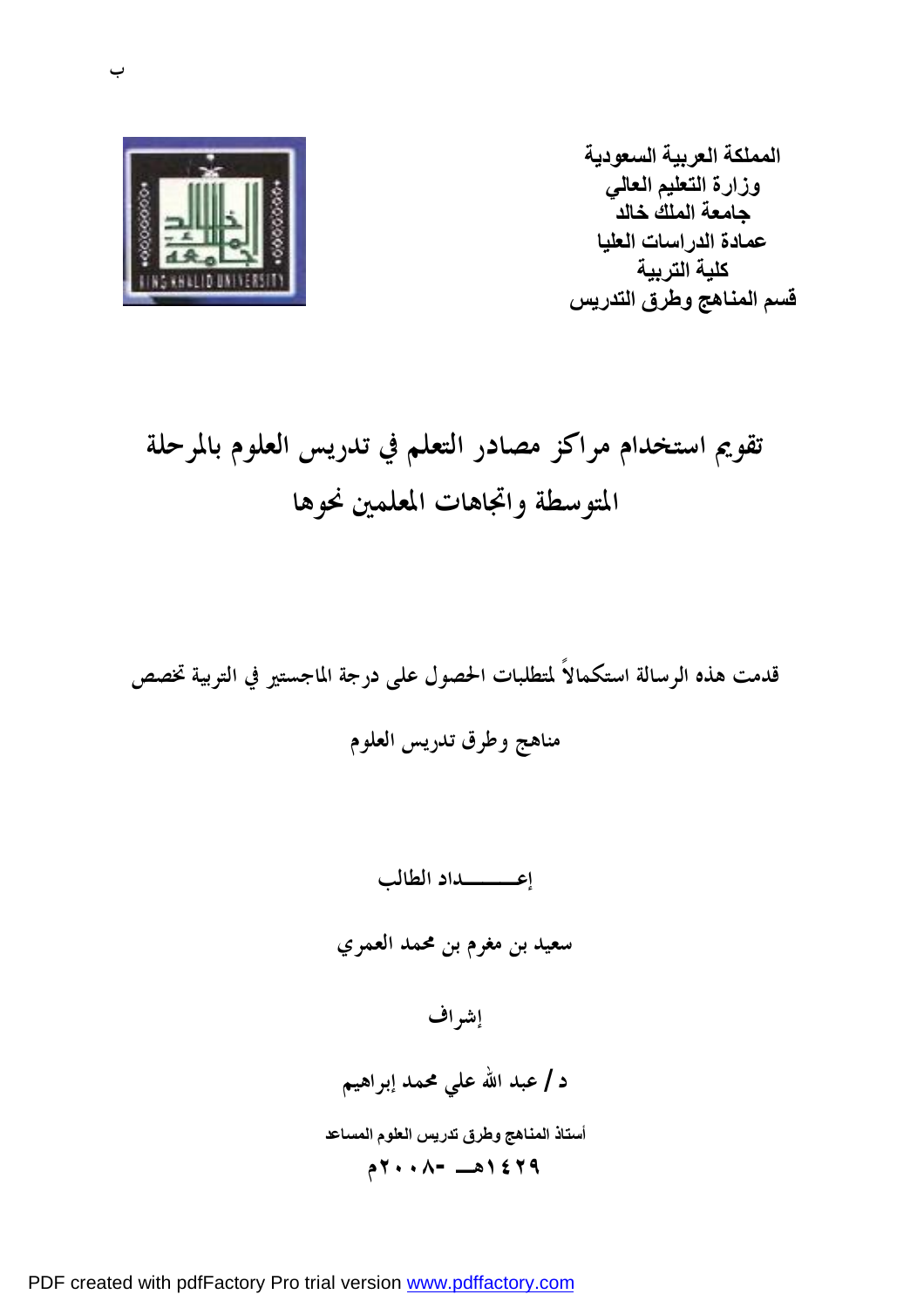المملكة العربية السعودية
وزارة التعليم العالي
جامعة الملك خالد
عمادة الدراسات العليا
كلية التربية
قسم المناهج وطرق التدريس

# تقويم استخدام مراكز مصادر التعلم في تدريس العلوم بالمرحلة المتوسطة واتجاهات المعلمين نحوها

قدمت هذه الرسالة استكمالاً لمتطلبات الحصول على درجة الماجستير في التربية تخصص

مناهج وطرق تدريس العلوم

إعـــــــداد الطالب

**سعيد بن مغرم بن محمد العمري**

إشراف

**د / عبد الله علي محمد إبراهيم**

أستاذ المناهج وطرق تدريس العلوم المساعد

١٤٢٩هـ -٢٠٠٨م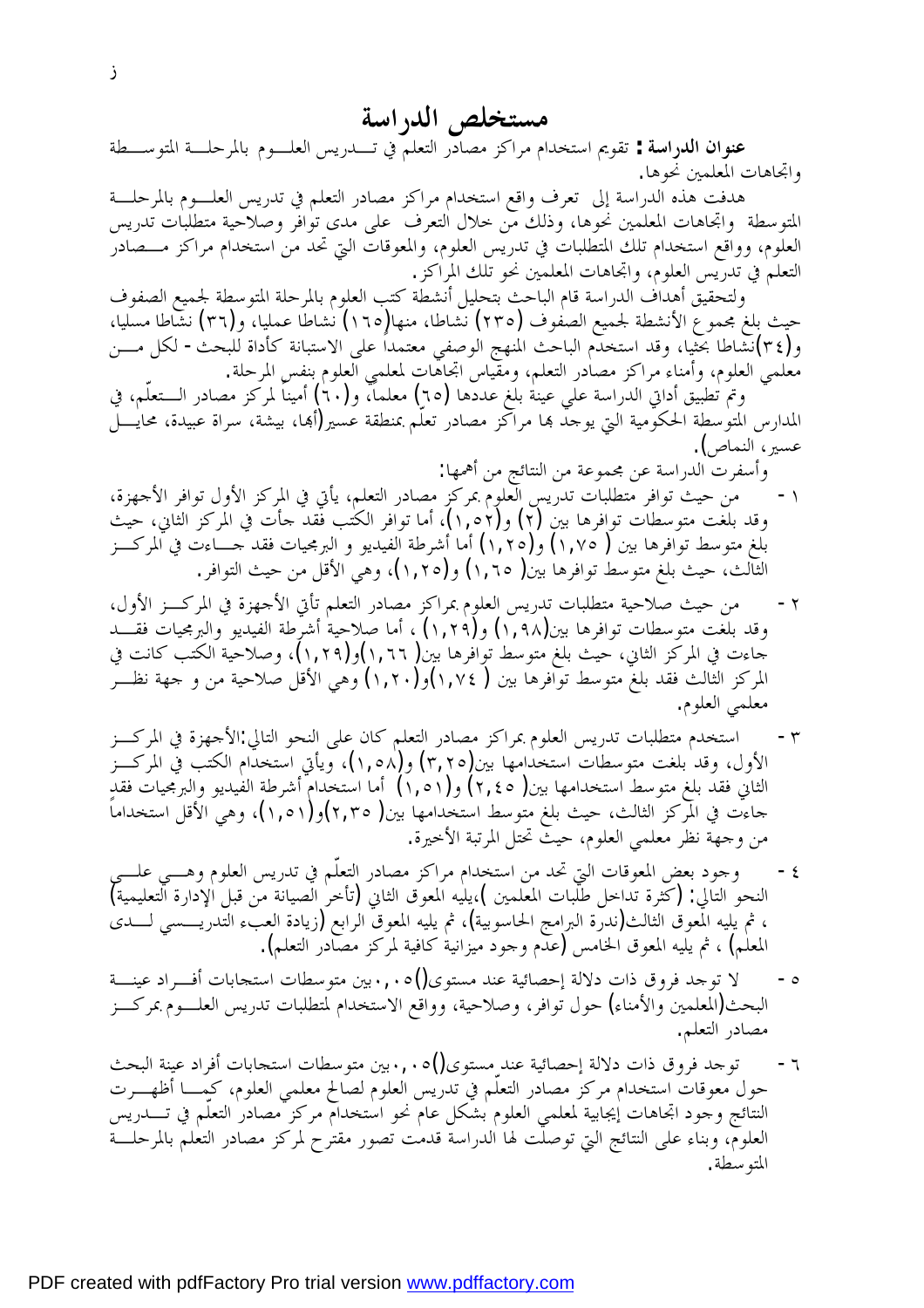# مستخلص الدراسة

**عنوان الدراسة :** تقويم استخدام مراكز مصادر التعلم في تـــدريس العلـــوم بالمرحلـــة المتوســـطة واتجاهات المعلمين نحوها.

هدفت هذه الدراسة إلى تعرف واقع استخدام مراكز مصادر التعلم في تدريس العلـــوم بالمرحلـــة المتوسطة واتجاهات المعلمين نحوها، وذلك من خلال التعرف على مدى توافر وصلاحية متطلبات تدريس العلوم، وواقع استخدام تلك المتطلبات في تدريس العلوم، والمعوقات التي تحد من استخدام مراكز مـــصادر التعلم في تدريس العلوم، واتجاهات المعلمين نحو تلك المراكز.

ولتحقيق أهداف الدراسة قام الباحث بتحليل أنشطة كتب العلوم بالمرحلة المتوسطة لجميع الصفوف حيث بلغ مجموع الأنشطة لجميع الصفوف (٢٣٥) نشاطا، منها(١٦٥) نشاطا عمليا، و(٣٦) نشاطا مسليا، و(٣٤)نشاطا بحثيا، وقد استخدم الباحث المنهج الوصفي معتمداً على الاستبانة كأداة للبحث - لكل مـــن معلمي العلوم، وأمناء مراكز مصادر التعلم، ومقياس اتجاهات لمعلمي العلوم بنفس المرحلة.

وتم تطبيق أداتي الدراسة علي عينة بلغ عددها (٦٥) معلماً، و(٦٠) أميناً لمركز مصادر الـــتعلّم، في المدارس المتوسطة الحكومية التي يوجد بها مراكز مصادر تعلّم بمنطقة عسير(أبها، بيشة، سراة عبيدة، محايـــل عسير، النماص).

وأسفرت الدراسة عن مجموعة من النتائج من أهمها:

١ - من حيث توافر متطلبات تدريس العلوم بمركز مصادر التعلم، يأتي في المركز الأول توافر الأجهزة، وقد بلغت متوسطات توافرها بين (٢) و(١,٥٢)، أما توافر الكتب فقد جأت في المركز الثاني، حيث بلغ متوسط توافرها بين ( ١,٧٥) و(١,٢٥) أما أشرطة الفيديو و البرمجيات فقد جـــاءت في المركـــز الثالث، حيث بلغ متوسط توافرها بين( ١,٦٥) و(١,٢٥)، وهي الأقل من حيث التوافر.

٢ - من حيث صلاحية متطلبات تدريس العلوم بمراكز مصادر التعلم تأتي الأجهزة في المركـــز الأول، وقد بلغت متوسطات توافرها بين(١,٩٨) و(١,٢٩) ، أما صلاحية أشرطة الفيديو والبرمجيات فقـــد جاءت في المركز الثاني، حيث بلغ متوسط توافرها بين( ١,٦٦)و(١,٢٩)، وصلاحية الكتب كانت في المركز الثالث فقد بلغ متوسط توافرها بين ( ١,٧٤)و(١,٢٠) وهي الأقل صلاحية من و جهة نظـــر معلمي العلوم.

٣ - استخدم متطلبات تدريس العلوم بمراكز مصادر التعلم كان على النحو التالي:الأجهزة في المركـــز الأول، وقد بلغت متوسطات استخدامها بين(٣,٢٥) و(١,٥٨)، ويأتي استخدام الكتب في المركـــز الثاني فقد بلغ متوسط استخدامها بين( ٢,٤٥) و(١,٥١) أما استخدام أشرطة الفيديو والبرمجيات فقد جاءت في المركز الثالث، حيث بلغ متوسط استخدامها بين( ٢,٣٥)و(١,٥١)، وهي الأقل استخداماً من وجهة نظر معلمي العلوم، حيث تحتل المرتبة الأخيرة.

٤ - وجود بعض المعوقات التي تحد من استخدام مراكز مصادر التعلّم في تدريس العلوم وهـــي علـــى النحو التالي: (كثرة تداخل طلبات المعلمين )،يليه المعوق الثاني (تأخر الصيانة من قبل الإدارة التعليمية) ، ثم يليه المعوق الثالث(ندرة البرامج الحاسوبية)، ثم يليه المعوق الرابع (زيادة العبء التدريـــسي لـــدى المعلم) ، ثم يليه المعوق الخامس (عدم وجود ميزانية كافية لمركز مصادر التعلم).

٥ - لا توجد فروق ذات دلالة إحصائية عند مستوى(٠,٠٥)بين متوسطات استجابات أفـــراد عينـــة البحث(المعلمين والأمناء) حول توافر، وصلاحية، وواقع الاستخدام لمتطلبات تدريس العلـــوم بمركـــز مصادر التعلم.

٦ - توجد فروق ذات دلالة إحصائية عند مستوى(٠,٠٥)بين متوسطات استجابات أفراد عينة البحث حول معوقات استخدام مركز مصادر التعلّم في تدريس العلوم لصالح معلمي العلوم، كمـــا أظهـــرت النتائج وجود اتجاهات إيجابية لمعلمي العلوم بشكل عام نحو استخدام مركز مصادر التعلّم في تـــدريس العلوم، وبناء على النتائج التي توصلت لها الدراسة قدمت تصور مقترح لمركز مصادر التعلم بالمرحلـــة المتوسطة.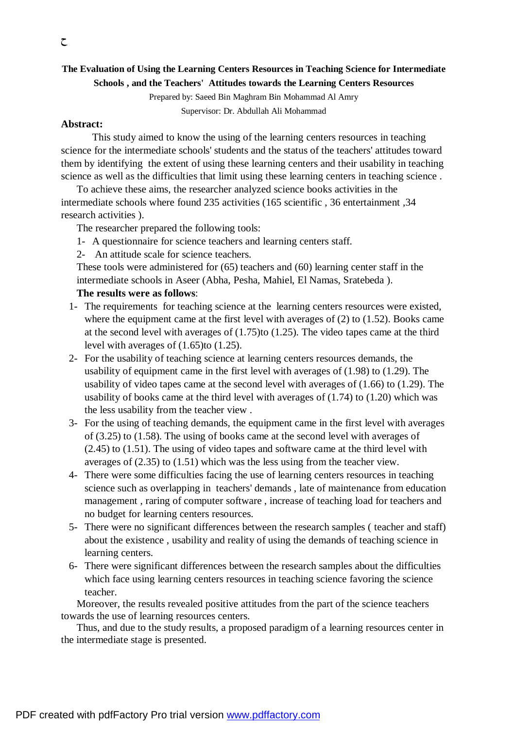**The Evaluation of Using the Learning Centers Resources in Teaching Science for Intermediate Schools , and the Teachers' Attitudes towards the Learning Centers Resources**

Prepared by: Saeed Bin Maghram Bin Mohammad Al Amry

Supervisor: Dr. Abdullah Ali Mohammad

**Abstract:**

This study aimed to know the using of the learning centers resources in teaching science for the intermediate schools' students and the status of the teachers' attitudes toward them by identifying the extent of using these learning centers and their usability in teaching science as well as the difficulties that limit using these learning centers in teaching science .

To achieve these aims, the researcher analyzed science books activities in the intermediate schools where found 235 activities (165 scientific , 36 entertainment ,34 research activities ).

The researcher prepared the following tools:

1- A questionnaire for science teachers and learning centers staff.
2- An attitude scale for science teachers.

These tools were administered for (65) teachers and (60) learning center staff in the intermediate schools in Aseer (Abha, Pesha, Mahiel, El Namas, Sratebeda ).

**The results were as follows**:

1- The requirements for teaching science at the learning centers resources were existed, where the equipment came at the first level with averages of (2) to (1.52). Books came at the second level with averages of (1.75)to (1.25). The video tapes came at the third level with averages of (1.65)to (1.25).
2- For the usability of teaching science at learning centers resources demands, the usability of equipment came in the first level with averages of (1.98) to (1.29). The usability of video tapes came at the second level with averages of (1.66) to (1.29). The usability of books came at the third level with averages of (1.74) to (1.20) which was the less usability from the teacher view .
3- For the using of teaching demands, the equipment came in the first level with averages of (3.25) to (1.58). The using of books came at the second level with averages of (2.45) to (1.51). The using of video tapes and software came at the third level with averages of (2.35) to (1.51) which was the less using from the teacher view.
4- There were some difficulties facing the use of learning centers resources in teaching science such as overlapping in teachers' demands , late of maintenance from education management , raring of computer software , increase of teaching load for teachers and no budget for learning centers resources.
5- There were no significant differences between the research samples ( teacher and staff) about the existence , usability and reality of using the demands of teaching science in learning centers.
6- There were significant differences between the research samples about the difficulties which face using learning centers resources in teaching science favoring the science teacher.

Moreover, the results revealed positive attitudes from the part of the science teachers towards the use of learning resources centers.

Thus, and due to the study results, a proposed paradigm of a learning resources center in the intermediate stage is presented.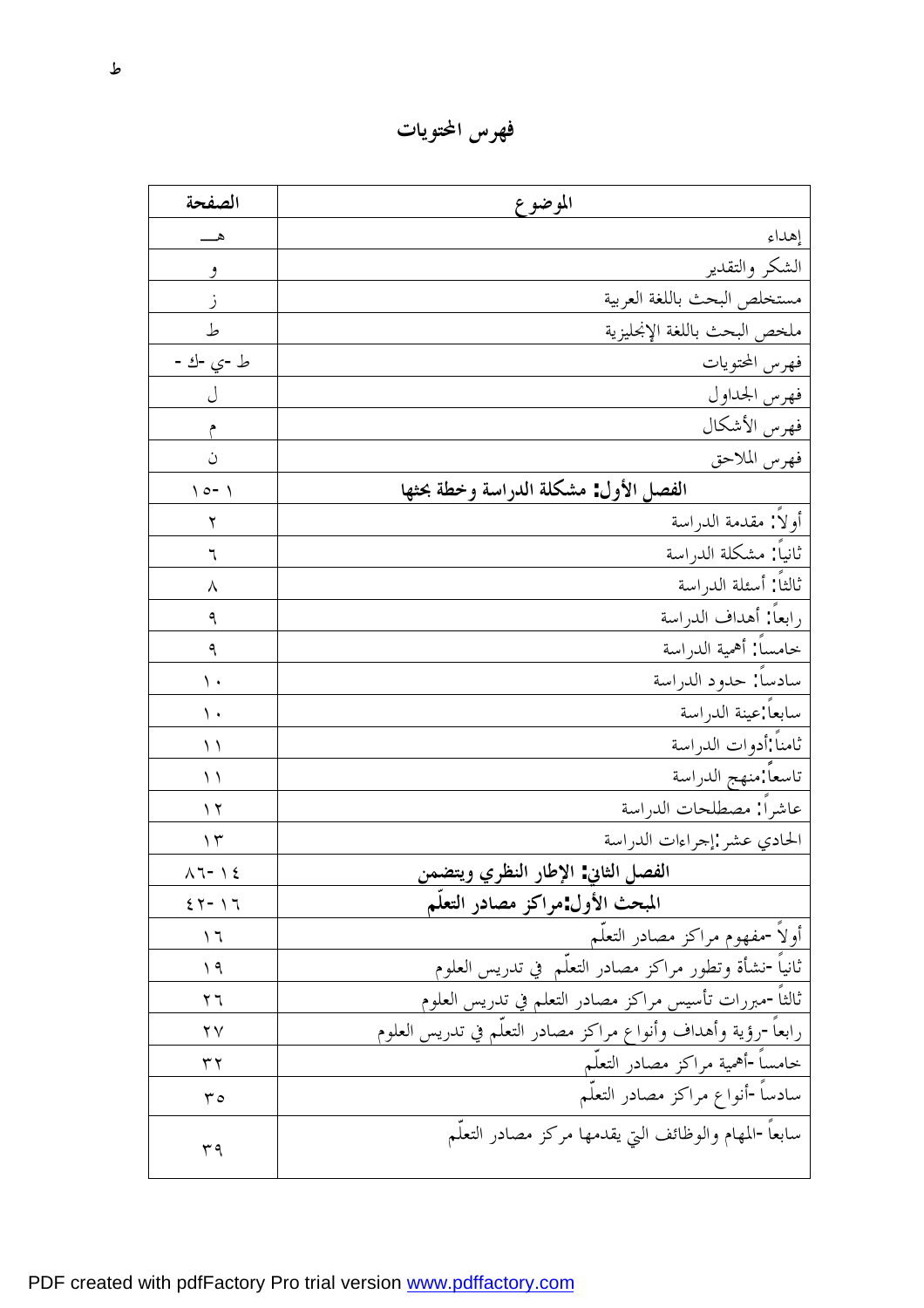# فهرس المحتويات

| الموضوع | الصفحة |
|---|---|
| إهداء | هـــ |
| الشكر والتقدير | و |
| مستخلص البحث باللغة العربية | ز |
| ملخص البحث باللغة الإنجليزية | ط |
| فهرس المحتويات | ط -ي -ك - |
| فهرس الجداول | ل |
| فهرس الأشكال | م |
| فهرس الملاحق | ن |
| **الفصل الأول: مشكلة الدراسة وخطة بحثها** | ١ -١٥ |
| أولاً: مقدمة الدراسة | ٢ |
| ثانياً: مشكلة الدراسة | ٦ |
| ثالثاً: أسئلة الدراسة | ٨ |
| رابعاً: أهداف الدراسة | ٩ |
| خامساً: أهمية الدراسة | ٩ |
| سادساً: حدود الدراسة | ١٠ |
| سابعاً:عينة الدراسة | ١٠ |
| ثامناً:أدوات الدراسة | ١١ |
| تاسعاً:منهج الدراسة | ١١ |
| عاشراً: مصطلحات الدراسة | ١٢ |
| الحادي عشر:إجراءات الدراسة | ١٣ |
| **الفصل الثاني: الإطار النظري ويتضمن** | ١٤ -٨٦ |
| **المبحث الأول:مراكز مصادر التعلّم** | ١٦ -٤٢ |
| أولاً -مفهوم مراكز مصادر التعلّم | ١٦ |
| ثانياً -نشأة وتطور مراكز مصادر التعلّم في تدريس العلوم | ١٩ |
| ثالثاً -مبررات تأسيس مراكز مصادر التعلم في تدريس العلوم | ٢٦ |
| رابعاً -رؤية وأهداف وأنواع مراكز مصادر التعلّم في تدريس العلوم | ٢٧ |
| خامساً -أهمية مراكز مصادر التعلّم | ٣٢ |
| سادساً -أنواع مراكز مصادر التعلّم | ٣٥ |
| سابعاً -المهام والوظائف التي يقدمها مركز مصادر التعلّم | ٣٩ |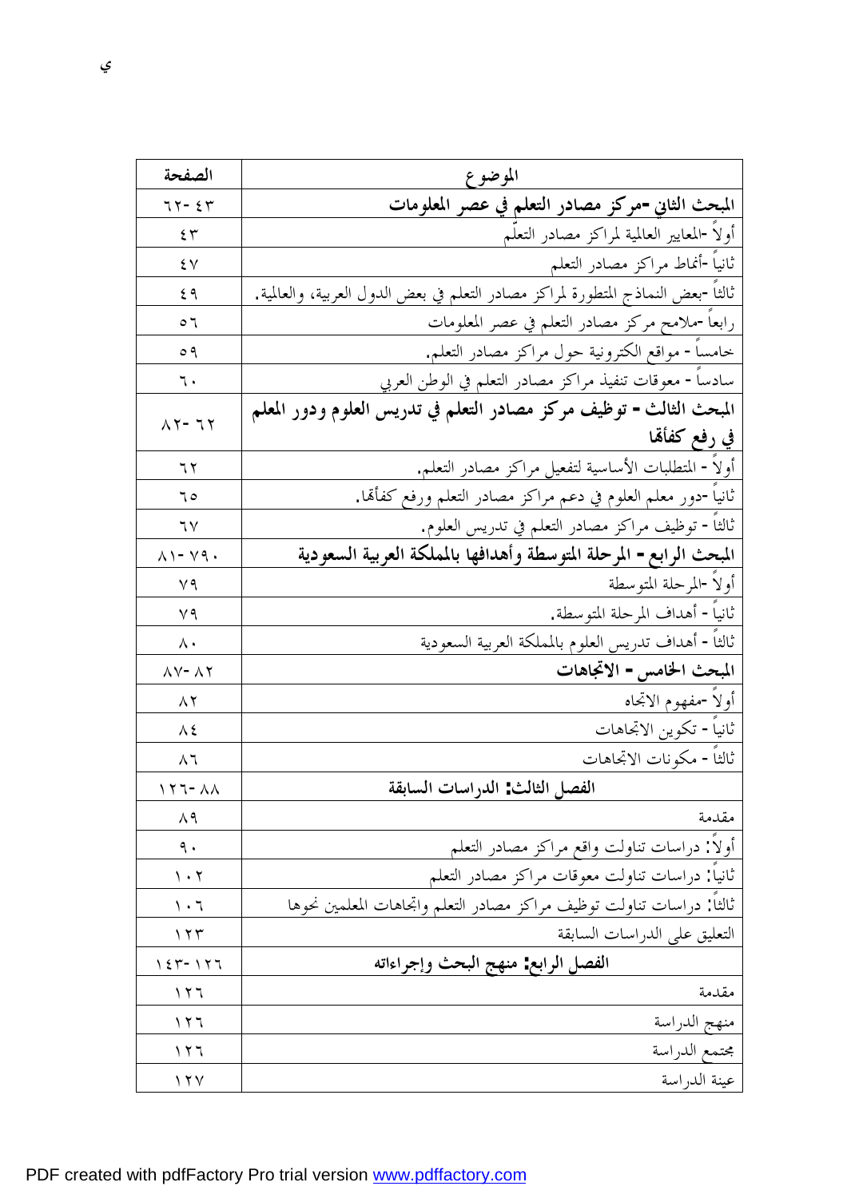| الموضوع | الصفحة |
|---|---|
| **المبحث الثاني -مركز مصادر التعلم في عصر المعلومات** | ٤٣- ٦٢ |
| أولاً -المعايير العالمية لمراكز مصادر التعلّم | ٤٣ |
| ثانياً -أنماط مراكز مصادر التعلم | ٤٧ |
| ثالثاً -بعض النماذج المتطورة لمراكز مصادر التعلم في بعض الدول العربية، والعالمية. | ٤٩ |
| رابعاً -ملامح مركز مصادر التعلم في عصر المعلومات | ٥٦ |
| خامساً - مواقع الكترونية حول مراكز مصادر التعلم. | ٥٩ |
| سادساً - معوقات تنفيذ مراكز مصادر التعلم في الوطن العربي | ٦٠ |
| **المبحث الثالث - توظيف مركز مصادر التعلم في تدريس العلوم ودور المعلم في رفع كفاءتها** | ٦٢- ٨٢ |
| أولاً - المتطلبات الأساسية لتفعيل مراكز مصادر التعلم. | ٦٢ |
| ثانياً -دور معلم العلوم في دعم مراكز مصادر التعلم ورفع كفاءتها. | ٦٥ |
| ثالثاً - توظيف مراكز مصادر التعلم في تدريس العلوم. | ٦٧ |
| **المبحث الرابع - المرحلة المتوسطة وأهدافها بالمملكة العربية السعودية** | ٧٩٠ -٨١ |
| أولاً -المرحلة المتوسطة | ٧٩ |
| ثانياً - أهداف المرحلة المتوسطة. | ٧٩ |
| ثالثاً - أهداف تدريس العلوم بالمملكة العربية السعودية | ٨٠ |
| **المبحث الخامس - الاتجاهات** | ٨٢- ٨٧ |
| أولاً -مفهوم الاتجاه | ٨٢ |
| ثانياً - تكوين الاتجاهات | ٨٤ |
| ثالثاً - مكونات الاتجاهات | ٨٦ |
| **الفصل الثالث: الدراسات السابقة** | ٨٨-١٢٦ |
| مقدمة | ٨٩ |
| أولاً: دراسات تناولت واقع مراكز مصادر التعلم | ٩٠ |
| ثانياً: دراسات تناولت معوقات مراكز مصادر التعلم | ١٠٢ |
| ثالثاً: دراسات تناولت توظيف مراكز مصادر التعلم واتجاهات المعلمين نحوها | ١٠٦ |
| التعليق على الدراسات السابقة | ١٢٣ |
| **الفصل الرابع: منهج البحث وإجراءاته** | ١٢٦- ١٤٣ |
| مقدمة | ١٢٦ |
| منهج الدراسة | ١٢٦ |
| مجتمع الدراسة | ١٢٦ |
| عينة الدراسة | ١٢٧ |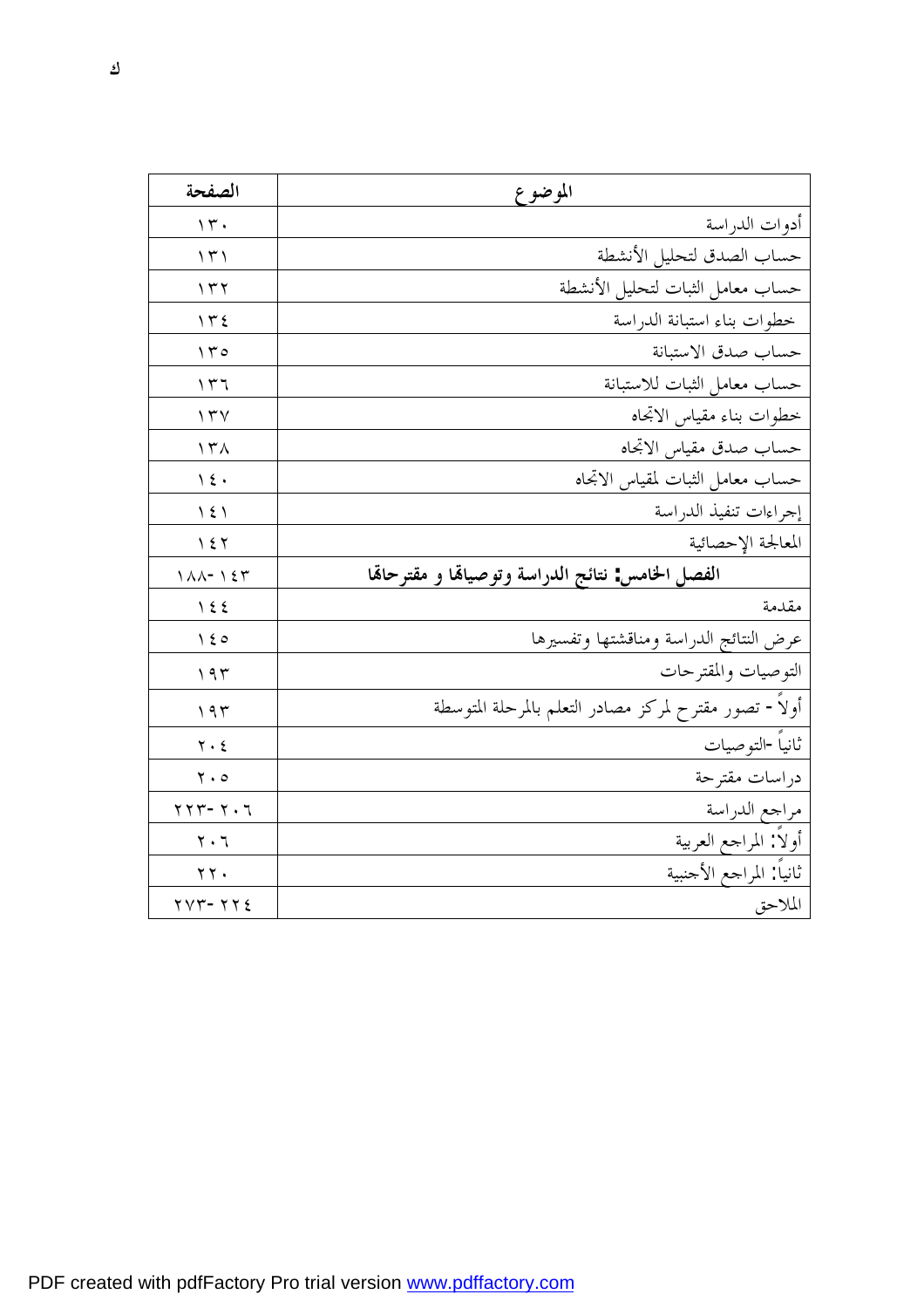| الموضوع | الصفحة |
| --- | --- |
| أدوات الدراسة | ١٣٠ |
| حساب الصدق لتحليل الأنشطة | ١٣١ |
| حساب معامل الثبات لتحليل الأنشطة | ١٣٢ |
| خطوات بناء استبانة الدراسة | ١٣٤ |
| حساب صدق الاستبانة | ١٣٥ |
| حساب معامل الثبات للاستبانة | ١٣٦ |
| خطوات بناء مقياس الاتجاه | ١٣٧ |
| حساب صدق مقياس الاتجاه | ١٣٨ |
| حساب معامل الثبات لمقياس الاتجاه | ١٤٠ |
| إجراءات تنفيذ الدراسة | ١٤١ |
| المعالجة الإحصائية | ١٤٢ |
| **الفصل الخامس: نتائج الدراسة وتوصياتها و مقترحاتها** | ١٤٣-١٨٨ |
| مقدمة | ١٤٤ |
| عرض النتائج الدراسة ومناقشتها وتفسيرها | ١٤٥ |
| التوصيات والمقترحات | ١٩٣ |
| أولاً - تصور مقترح لمركز مصادر التعلم بالمرحلة المتوسطة | ١٩٣ |
| ثانياً -التوصيات | ٢٠٤ |
| دراسات مقترحة | ٢٠٥ |
| مراجع الدراسة | ٢٠٦-٢٢٣ |
| أولاً: المراجع العربية | ٢٠٦ |
| ثانياً: المراجع الأجنبية | ٢٢٠ |
| الملاحق | ٢٢٤-٢٧٣ |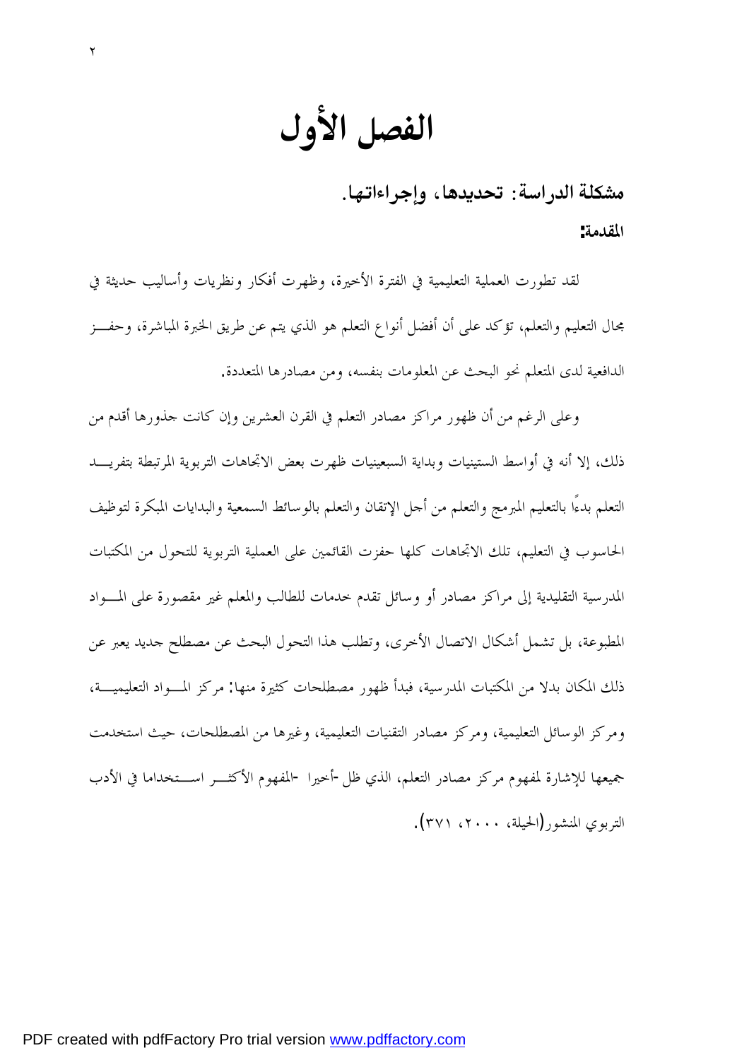# الفصل الأول

## مشكلة الدراسة: تحديدها، وإجراءاتها.

### المقدمة:

لقد تطورت العملية التعليمية في الفترة الأخيرة، وظهرت أفكار ونظريات وأساليب حديثة في مجال التعليم والتعلم، تؤكد على أن أفضل أنواع التعلم هو الذي يتم عن طريق الخبرة المباشرة، وحفز الدافعية لدى المتعلم نحو البحث عن المعلومات بنفسه، ومن مصادرها المتعددة.

وعلى الرغم من أن ظهور مراكز مصادر التعلم في القرن العشرين وإن كانت جذورها أقدم من ذلك، إلا أنه في أواسط الستينيات وبداية السبعينيات ظهرت بعض الاتجاهات التربوية المرتبطة بتفريد التعلم بدءًا بالتعليم المبرمج والتعلم من أجل الإتقان والتعلم بالوسائط السمعية والبدايات المبكرة لتوظيف الحاسوب في التعليم، تلك الاتجاهات كلها حفزت القائمين على العملية التربوية للتحول من المكتبات المدرسية التقليدية إلى مراكز مصادر أو وسائل تقدم خدمات للطالب والمعلم غير مقصورة على المواد المطبوعة، بل تشمل أشكال الاتصال الأخرى، وتطلب هذا التحول البحث عن مصطلح جديد يعبر عن ذلك المكان بدلا من المكتبات المدرسية، فبدأ ظهور مصطلحات كثيرة منها: مركز المواد التعليمية، ومركز الوسائل التعليمية، ومركز مصادر التقنيات التعليمية، وغيرها من المصطلحات، حيث استخدمت جميعها للإشارة لمفهوم مركز مصادر التعلم، الذي ظل -أخيرا -المفهوم الأكثر استخداما في الأدب التربوي المنشور(الحيلة، ٢٠٠٠، ٣٧١).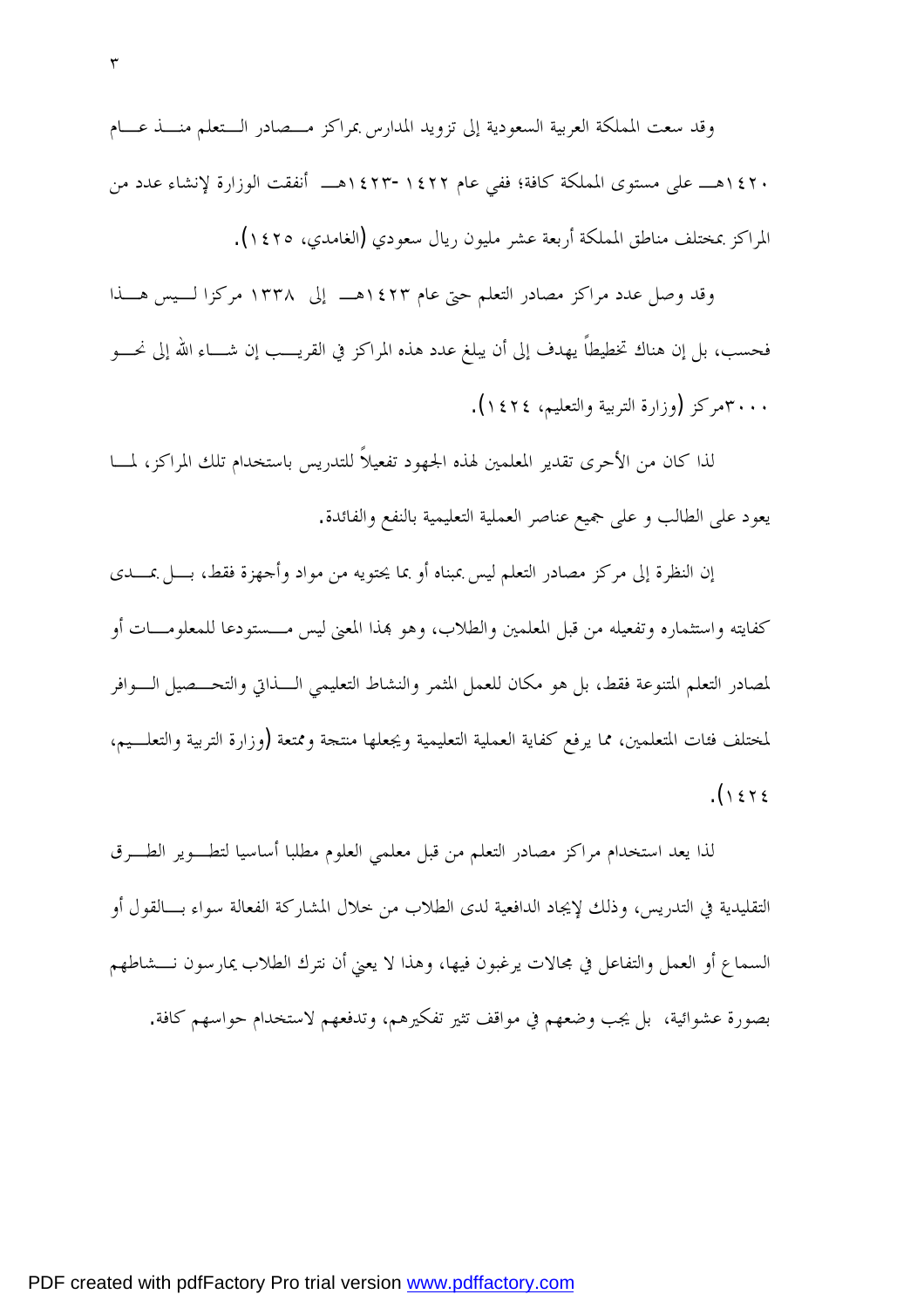وقد سعت المملكة العربية السعودية إلى تزويد المدارس بمراكز مصادر التعلم منذ عام ١٤٢٠هـ على مستوى المملكة كافة؛ ففي عام ١٤٢٢-١٤٢٣هـ أنفقت الوزارة لإنشاء عدد من المراكز بمختلف مناطق المملكة أربعة عشر مليون ريال سعودي (الغامدي، ١٤٢٥).

وقد وصل عدد مراكز مصادر التعلم حتى عام ١٤٢٣هـ إلى ١٣٣٨ مركزا ليس هذا فحسب، بل إن هناك تخطيطاً يهدف إلى أن يبلغ عدد هذه المراكز في القريب إن شاء الله إلى نحو ٣٠٠٠مركز (وزارة التربية والتعليم، ١٤٢٤).

لذا كان من الأحرى تقدير المعلمين لهذه الجهود تفعيلاً للتدريس باستخدام تلك المراكز، لما يعود على الطالب و على جميع عناصر العملية التعليمية بالنفع والفائدة.

إن النظرة إلى مركز مصادر التعلم ليس بمبناه أو بما يحتويه من مواد وأجهزة فقط، بل بمدى كفايته واستثماره وتفعيله من قبل المعلمين والطلاب، وهو بهذا المعنى ليس مستودعا للمعلومات أو لمصادر التعلم المتنوعة فقط، بل هو مكان للعمل المثمر والنشاط التعليمي الذاتي والتحصيل الوافر لمختلف فئات المتعلمين، مما يرفع كفاية العملية التعليمية ويجعلها منتجة وممتعة (وزارة التربية والتعليم، ١٤٢٤).

لذا يعد استخدام مراكز مصادر التعلم من قبل معلمي العلوم مطلبا أساسيا لتطوير الطرق التقليدية في التدريس، وذلك لإيجاد الدافعية لدى الطلاب من خلال المشاركة الفعالة سواء بالقول أو السماع أو العمل والتفاعل في مجالات يرغبون فيها، وهذا لا يعني أن نترك الطلاب يمارسون نشاطهم بصورة عشوائية، بل يجب وضعهم في مواقف تثير تفكيرهم، وتدفعهم لاستخدام حواسهم كافة.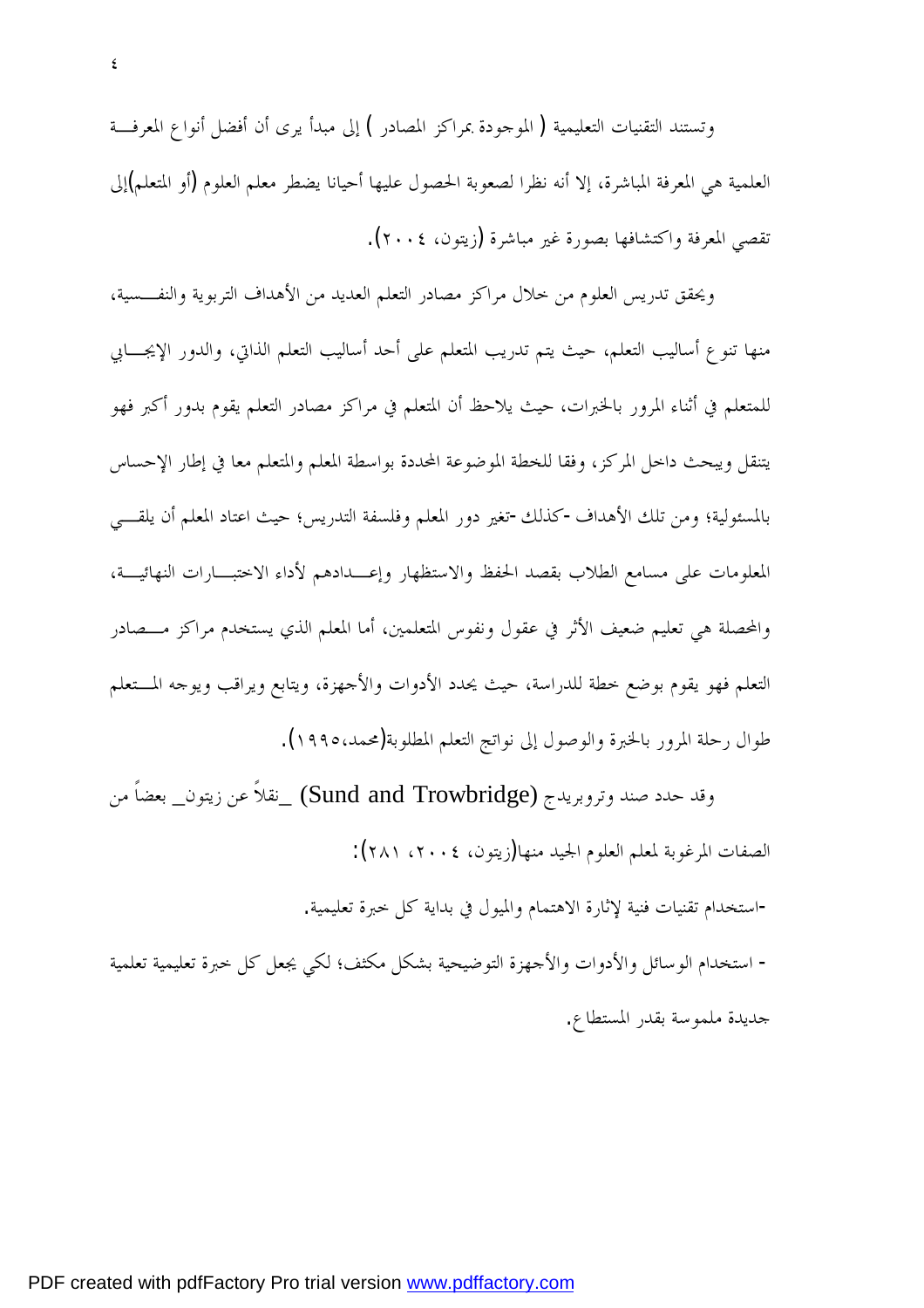وتستند التقنيات التعليمية ( الموجودة بمراكز المصادر ) إلى مبدأ يرى أن أفضل أنواع المعرفة العلمية هي المعرفة المباشرة، إلا أنه نظرا لصعوبة الحصول عليها أحيانا يضطر معلم العلوم (أو المتعلم)إلى تقصي المعرفة واكتشافها بصورة غير مباشرة (زيتون، ٢٠٠٤).

ويحقق تدريس العلوم من خلال مراكز مصادر التعلم العديد من الأهداف التربوية والنفسية، منها تنوع أساليب التعلم، حيث يتم تدريب المتعلم على أحد أساليب التعلم الذاتي، والدور الإيجابي للمتعلم في أثناء المرور بالخبرات، حيث يلاحظ أن المتعلم في مراكز مصادر التعلم يقوم بدور أكبر فهو يتنقل ويبحث داخل المركز، وفقا للخطة الموضوعة المحددة بواسطة المعلم والمتعلم معا في إطار الإحساس بالمسئولية؛ ومن تلك الأهداف -كذلك -تغير دور المعلم وفلسفة التدريس؛ حيث اعتاد المعلم أن يلقي المعلومات على مسامع الطلاب بقصد الحفظ والاستظهار وإعدادهم لأداء الاختبارات النهائية، والمحصلة هي تعليم ضعيف الأثر في عقول ونفوس المتعلمين، أما المعلم الذي يستخدم مراكز مصادر التعلم فهو يقوم بوضع خطة للدراسة، حيث يحدد الأدوات والأجهزة، ويتابع ويراقب ويوجه المتعلم طوال رحلة المرور بالخبرة والوصول إلى نواتج التعلم المطلوبة(محمد،١٩٩٥).

وقد حدد صند وتروبريدج (Sund and Trowbridge) _نقلاً عن زيتون_ بعضاً من الصفات المرغوبة لمعلم العلوم الجيد منها(زيتون، ٢٠٠٤، ٢٨١):

-استخدام تقنيات فنية لإثارة الاهتمام والميول في بداية كل خبرة تعليمية.

- استخدام الوسائل والأدوات والأجهزة التوضيحية بشكل مكثف؛ لكي يجعل كل خبرة تعليمية تعلمية جديدة ملموسة بقدر المستطاع.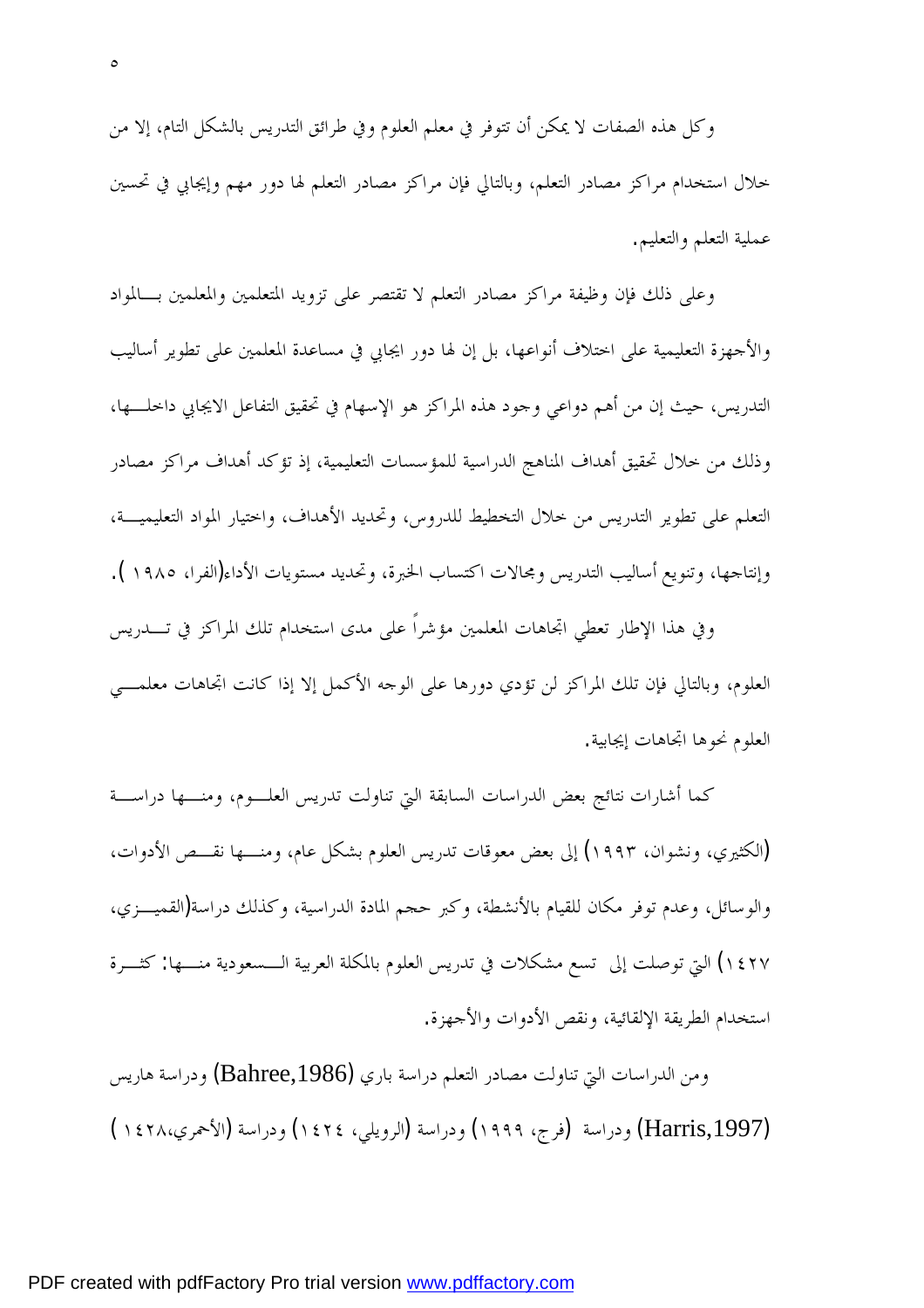وكل هذه الصفات لا يمكن أن تتوفر في معلم العلوم وفي طرائق التدريس بالشكل التام، إلا من خلال استخدام مراكز مصادر التعلم، وبالتالي فإن مراكز مصادر التعلم لها دور مهم وإيجابي في تحسين عملية التعلم والتعليم.

وعلى ذلك فإن وظيفة مراكز مصادر التعلم لا تقتصر على تزويد المتعلمين والمعلمين بالمواد والأجهزة التعليمية على اختلاف أنواعها، بل إن لها دور ايجابي في مساعدة المعلمين على تطوير أساليب التدريس، حيث إن من أهم دواعي وجود هذه المراكز هو الإسهام في تحقيق التفاعل الايجابي داخلها، وذلك من خلال تحقيق أهداف المناهج الدراسية للمؤسسات التعليمية، إذ تؤكد أهداف مراكز مصادر التعلم على تطوير التدريس من خلال التخطيط للدروس، وتحديد الأهداف، واختيار المواد التعليمية، وإنتاجها، وتنويع أساليب التدريس ومجالات اكتساب الخبرة، وتحديد مستويات الأداء(الفرا، ١٩٨٥ ).

وفي هذا الإطار تعطي اتجاهات المعلمين مؤشراً على مدى استخدام تلك المراكز في تدريس العلوم، وبالتالي فإن تلك المراكز لن تؤدي دورها على الوجه الأكمل إلا إذا كانت اتجاهات معلمي العلوم نحوها اتجاهات إيجابية.

كما أشارت نتائج بعض الدراسات السابقة التي تناولت تدريس العلوم، ومنها دراسة (الكثيري، ونشوان، ١٩٩٣) إلى بعض معوقات تدريس العلوم بشكل عام، ومنها نقص الأدوات، والوسائل، وعدم توفر مكان للقيام بالأنشطة، وكبر حجم المادة الدراسية، وكذلك دراسة(القميزي، ١٤٢٧) التي توصلت إلى تسع مشكلات في تدريس العلوم بالمكلة العربية السعودية منها: كثرة استخدام الطريقة الإلقائية، ونقص الأدوات والأجهزة.

ومن الدراسات التي تناولت مصادر التعلم دراسة باري (Bahree,1986) ودراسة هاريس (Harris,1997) ودراسة (فرج، ١٩٩٩) ودراسة (الرويلي، ١٤٢٤) ودراسة (الأحمري،١٤٢٨ )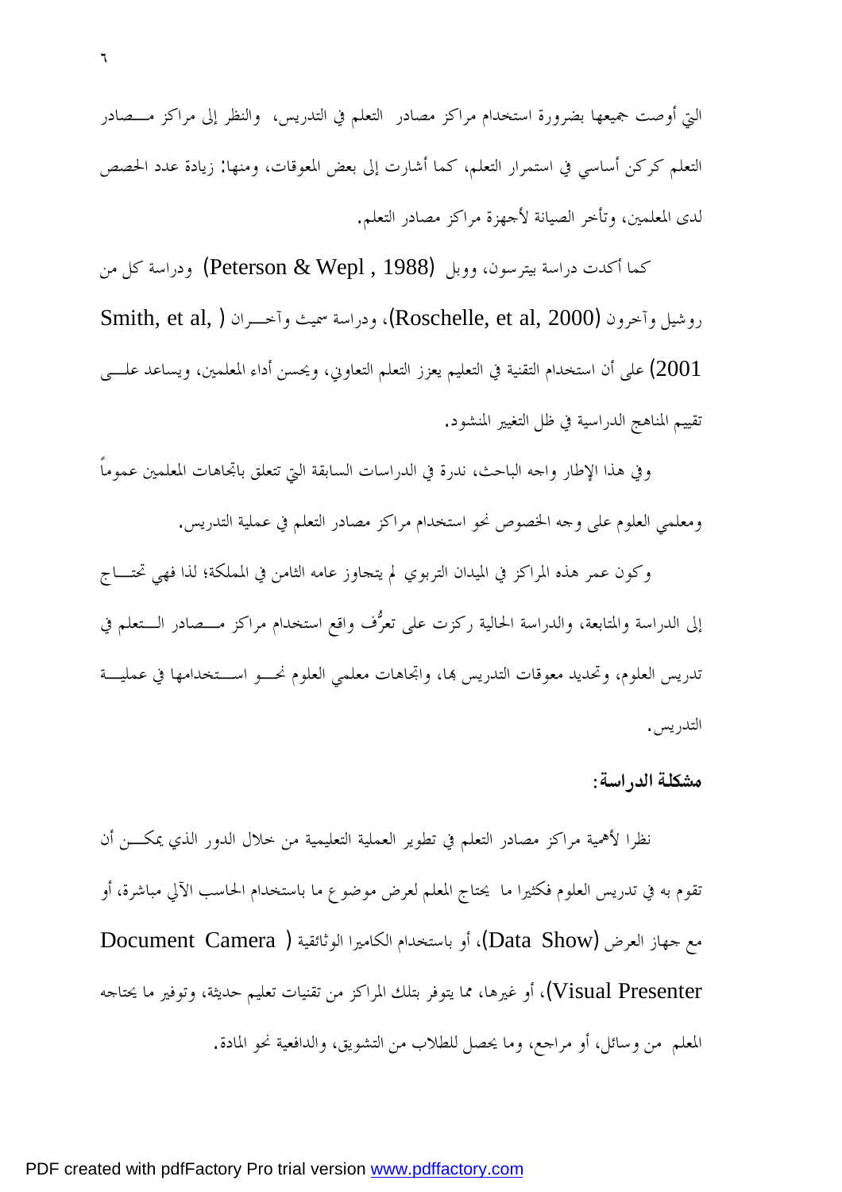التي أوصت جميعها بضرورة استخدام مراكز مصادر التعلم في التدريس، والنظر إلى مراكز مصادر التعلم كركن أساسي في استمرار التعلم، كما أشارت إلى بعض المعوقات، ومنها: زيادة عدد الحصص لدى المعلمين، وتأخر الصيانة لأجهزة مراكز مصادر التعلم.

كما أكدت دراسة بيترسون، ووبل (Peterson & Wepl , 1988) ودراسة كل من روشيل وآخرون (Roschelle, et al, 2000)، ودراسة سميث وآخران (Smith, et al, 2001) على أن استخدام التقنية في التعليم يعزز التعلم التعاوني، ويحسن أداء المعلمين، ويساعد على تقييم المناهج الدراسية في ظل التغيير المنشود.

وفي هذا الإطار واجه الباحث، ندرة في الدراسات السابقة التي تتعلق باتجاهات المعلمين عموماً ومعلمي العلوم على وجه الخصوص نحو استخدام مراكز مصادر التعلم في عملية التدريس.

وكون عمر هذه المراكز في الميدان التربوي لم يتجاوز عامه الثامن في المملكة؛ لذا فهي تحتاج إلى الدراسة والمتابعة، والدراسة الحالية ركزت على تعرُّف واقع استخدام مراكز مصادر التعلم في تدريس العلوم، وتحديد معوقات التدريس بها، واتجاهات معلمي العلوم نحو استخدامها في عملية التدريس.

**مشكلة الدراسة:**

نظرا لأهمية مراكز مصادر التعلم في تطوير العملية التعليمية من خلال الدور الذي يمكن أن تقوم به في تدريس العلوم فكثيرا ما يحتاج المعلم لعرض موضوع ما باستخدام الحاسب الآلي مباشرة، أو مع جهاز العرض (Data Show)، أو باستخدام الكاميرا الوثائقية (Document Camera Visual Presenter)، أو غيرها، مما يتوفر بتلك المراكز من تقنيات تعليم حديثة، وتوفير ما يحتاجه المعلم من وسائل، أو مراجع، وما يحصل للطلاب من التشويق، والدافعية نحو المادة.